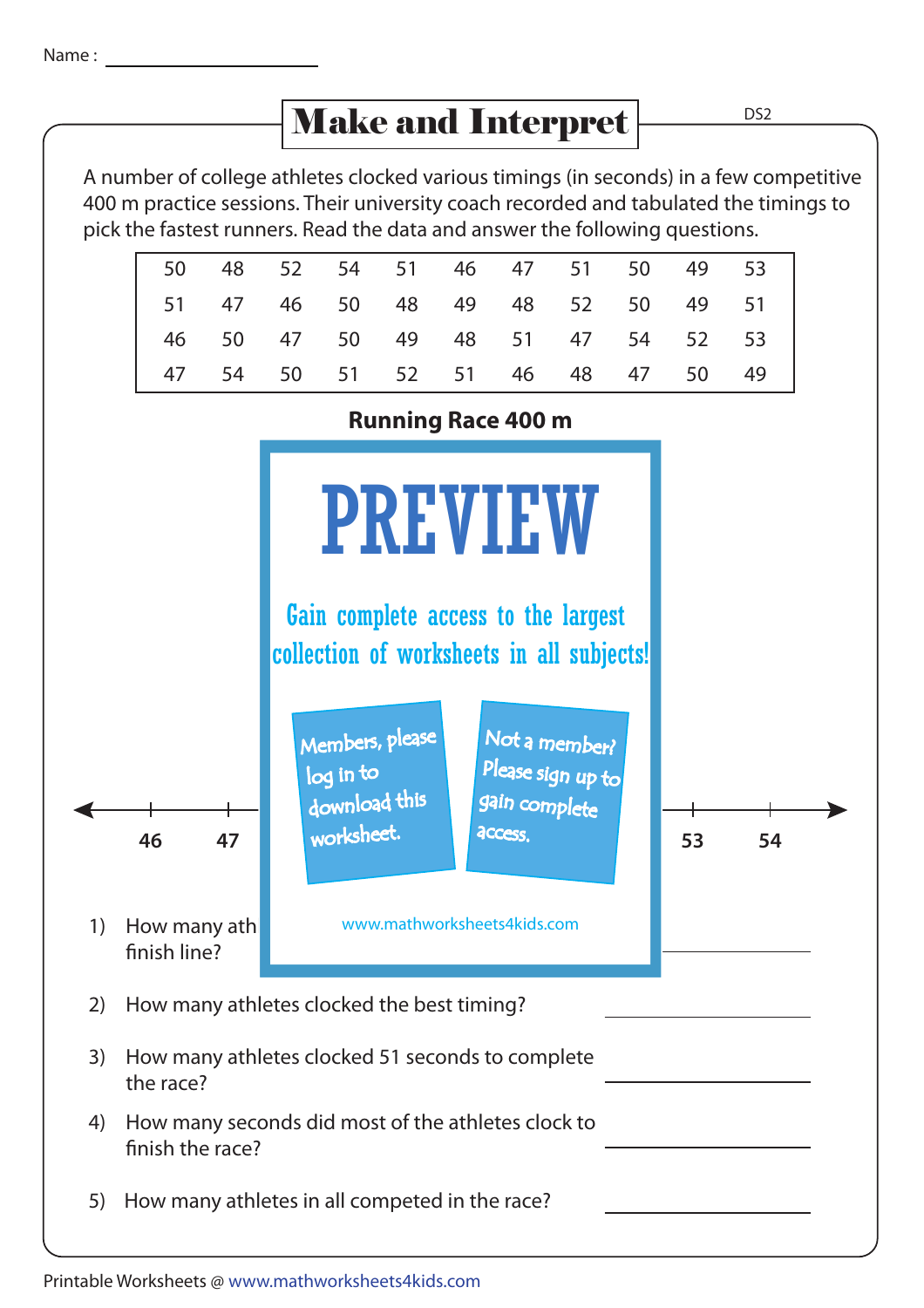Name : ____________________

# Make and Interpret

DS2

A number of college athletes clocked various timings (in seconds) in a few competitive 400 m practice sessions. Their university coach recorded and tabulated the timings to pick the fastest runners. Read the data and answer the following questions.

| | | | | | | | | | | |
|---|---|---|---|---|---|---|---|---|---|---|
| 50 | 48 | 52 | 54 | 51 | 46 | 47 | 51 | 50 | 49 | 53 |
| 51 | 47 | 46 | 50 | 48 | 49 | 48 | 52 | 50 | 49 | 51 |
| 46 | 50 | 47 | 50 | 49 | 48 | 51 | 47 | 54 | 52 | 53 |
| 47 | 54 | 50 | 51 | 52 | 51 | 46 | 48 | 47 | 50 | 49 |

**Running Race 400 m**

PREVIEW

Gain complete access to the largest collection of worksheets in all subjects!

Members, please log in to download this worksheet.

Not a member? Please sign up to gain complete access.

www.mathworksheets4kids.com

46 47 53 54

1) How many ath... finish line? ____________

2) How many athletes clocked the best timing? ____________

3) How many athletes clocked 51 seconds to complete the race? ____________

4) How many seconds did most of the athletes clock to finish the race? ____________

5) How many athletes in all competed in the race? ____________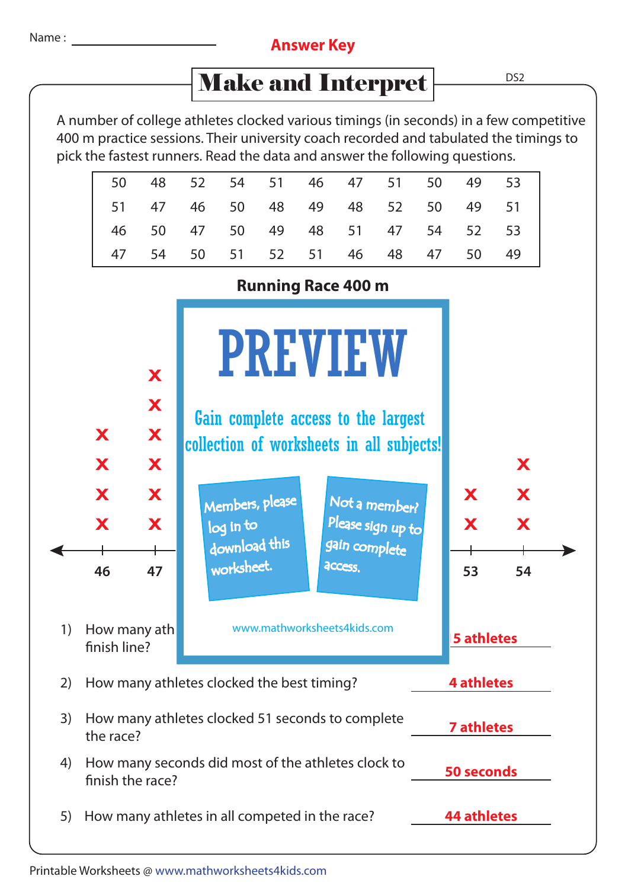Name :

**Answer Key**

# Make and Interpret

DS2

A number of college athletes clocked various timings (in seconds) in a few competitive 400 m practice sessions. Their university coach recorded and tabulated the timings to pick the fastest runners. Read the data and answer the following questions.

| | | | | | | | | | | |
|---|---|---|---|---|---|---|---|---|---|---|
| 50 | 48 | 52 | 54 | 51 | 46 | 47 | 51 | 50 | 49 | 53 |
| 51 | 47 | 46 | 50 | 48 | 49 | 48 | 52 | 50 | 49 | 51 |
| 46 | 50 | 47 | 50 | 49 | 48 | 51 | 47 | 54 | 52 | 53 |
| 47 | 54 | 50 | 51 | 52 | 51 | 46 | 48 | 47 | 50 | 49 |

**Running Race 400 m**

46 47 53 54

PREVIEW

Gain complete access to the largest collection of worksheets in all subjects!

Members, please log in to download this worksheet.

Not a member? Please sign up to gain complete access.

www.mathworksheets4kids.com

1) How many ath... finish line? **5 athletes**

2) How many athletes clocked the best timing? **4 athletes**

3) How many athletes clocked 51 seconds to complete the race? **7 athletes**

4) How many seconds did most of the athletes clock to finish the race? **50 seconds**

5) How many athletes in all competed in the race? **44 athletes**